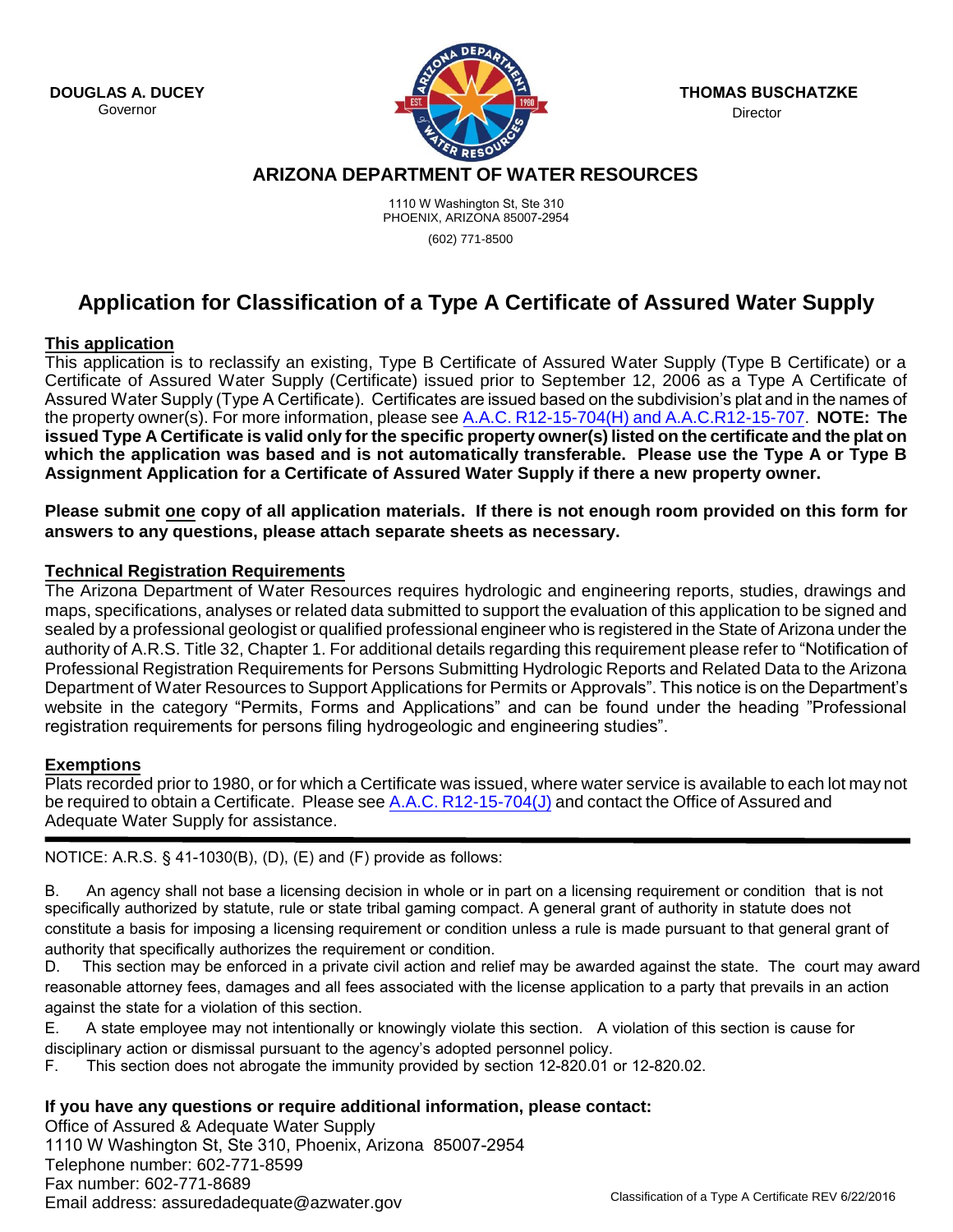**DOUGLAS A. DUCEY**
Governor

**THOMAS BUSCHATZKE**
Director

## ARIZONA DEPARTMENT OF WATER RESOURCES

1110 W Washington St, Ste 310
PHOENIX, ARIZONA 85007-2954
(602) 771-8500

# Application for Classification of a Type A Certificate of Assured Water Supply

**This application**

This application is to reclassify an existing, Type B Certificate of Assured Water Supply (Type B Certificate) or a Certificate of Assured Water Supply (Certificate) issued prior to September 12, 2006 as a Type A Certificate of Assured Water Supply (Type A Certificate). Certificates are issued based on the subdivision's plat and in the names of the property owner(s). For more information, please see A.A.C. R12-15-704(H) and A.A.C.R12-15-707. **NOTE: The issued Type A Certificate is valid only for the specific property owner(s) listed on the certificate and the plat on which the application was based and is not automatically transferable. Please use the Type A or Type B Assignment Application for a Certificate of Assured Water Supply if there a new property owner.**

**Please submit one copy of all application materials. If there is not enough room provided on this form for answers to any questions, please attach separate sheets as necessary.**

**Technical Registration Requirements**

The Arizona Department of Water Resources requires hydrologic and engineering reports, studies, drawings and maps, specifications, analyses or related data submitted to support the evaluation of this application to be signed and sealed by a professional geologist or qualified professional engineer who is registered in the State of Arizona under the authority of A.R.S. Title 32, Chapter 1. For additional details regarding this requirement please refer to "Notification of Professional Registration Requirements for Persons Submitting Hydrologic Reports and Related Data to the Arizona Department of Water Resources to Support Applications for Permits or Approvals". This notice is on the Department's website in the category "Permits, Forms and Applications" and can be found under the heading "Professional registration requirements for persons filing hydrogeologic and engineering studies".

**Exemptions**

Plats recorded prior to 1980, or for which a Certificate was issued, where water service is available to each lot may not be required to obtain a Certificate. Please see A.A.C. R12-15-704(J) and contact the Office of Assured and Adequate Water Supply for assistance.

---

NOTICE: A.R.S. § 41-1030(B), (D), (E) and (F) provide as follows:

B. An agency shall not base a licensing decision in whole or in part on a licensing requirement or condition that is not specifically authorized by statute, rule or state tribal gaming compact. A general grant of authority in statute does not constitute a basis for imposing a licensing requirement or condition unless a rule is made pursuant to that general grant of authority that specifically authorizes the requirement or condition.

D. This section may be enforced in a private civil action and relief may be awarded against the state. The court may award reasonable attorney fees, damages and all fees associated with the license application to a party that prevails in an action against the state for a violation of this section.

E. A state employee may not intentionally or knowingly violate this section. A violation of this section is cause for disciplinary action or dismissal pursuant to the agency's adopted personnel policy.

F. This section does not abrogate the immunity provided by section 12-820.01 or 12-820.02.

**If you have any questions or require additional information, please contact:**

Office of Assured & Adequate Water Supply
1110 W Washington St, Ste 310, Phoenix, Arizona 85007-2954
Telephone number: 602-771-8599
Fax number: 602-771-8689
Email address: assuredadequate@azwater.gov

Classification of a Type A Certificate REV 6/22/2016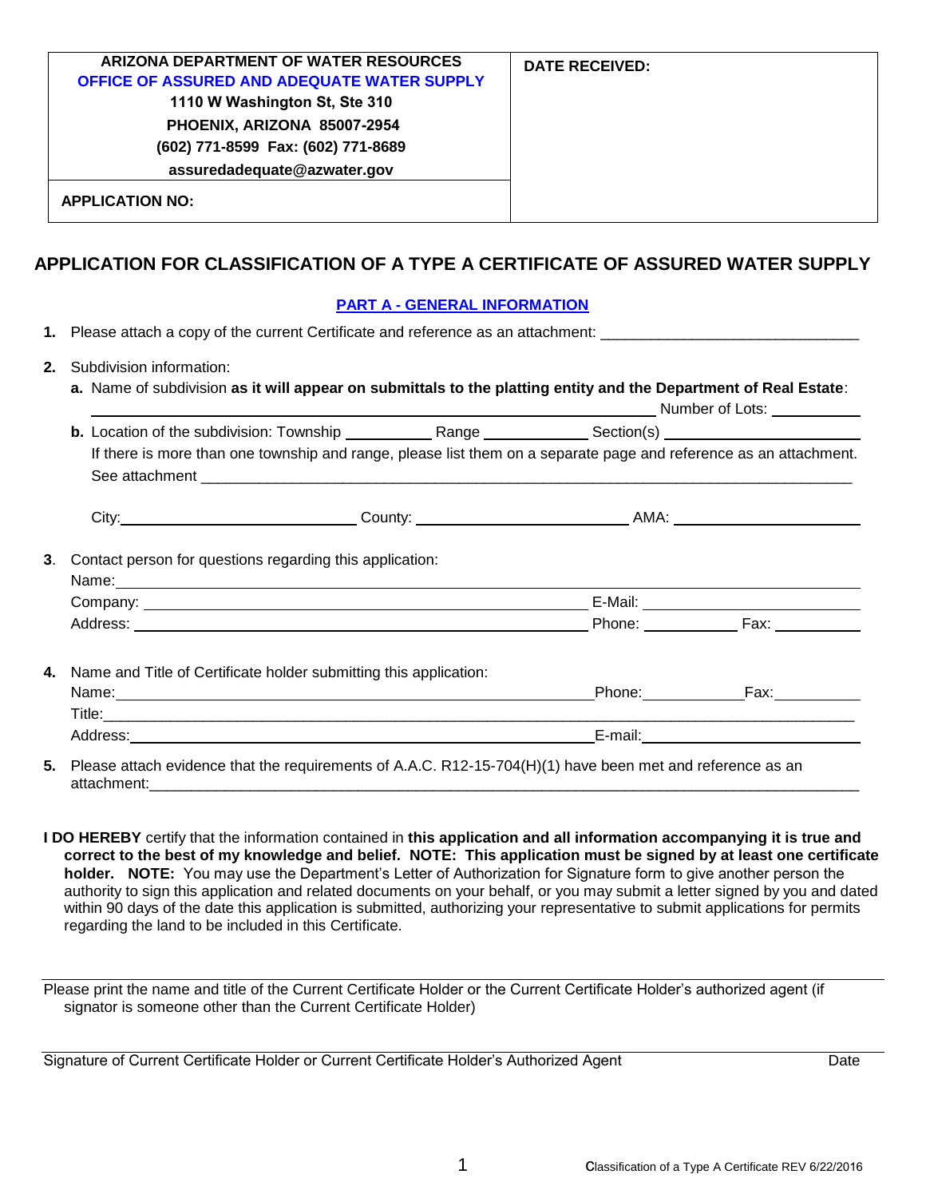| ARIZONA DEPARTMENT OF WATER RESOURCES<br>OFFICE OF ASSURED AND ADEQUATE WATER SUPPLY<br>1110 W Washington St, Ste 310<br>PHOENIX, ARIZONA 85007-2954<br>(602) 771-8599 Fax: (602) 771-8689<br>assuredadequate@azwater.gov | **DATE RECEIVED:** |
|---|---|
| **APPLICATION NO:** | |

# APPLICATION FOR CLASSIFICATION OF A TYPE A CERTIFICATE OF ASSURED WATER SUPPLY

## PART A - GENERAL INFORMATION

1. Please attach a copy of the current Certificate and reference as an attachment: ______________________________

2. Subdivision information:
   a. Name of subdivision **as it will appear on submittals to the platting entity and the Department of Real Estate**: ______________________________ Number of Lots: __________
   b. Location of the subdivision: Township __________ Range __________ Section(s) ______________________
   If there is more than one township and range, please list them on a separate page and reference as an attachment. See attachment ______________________________

   City: ______________________ County: ______________________ AMA: ______________________

3. Contact person for questions regarding this application:
   Name: ______________________________
   Company: ______________________________ E-Mail: ______________________
   Address: ______________________________ Phone: __________ Fax: __________

4. Name and Title of Certificate holder submitting this application:
   Name: ______________________________ Phone: __________ Fax: __________
   Title: ______________________________
   Address: ______________________________ E-mail: ______________________

5. Please attach evidence that the requirements of A.A.C. R12-15-704(H)(1) have been met and reference as an attachment: ______________________________

**I DO HEREBY** certify that the information contained in **this application and all information accompanying it is true and correct to the best of my knowledge and belief. NOTE: This application must be signed by at least one certificate holder. NOTE:** You may use the Department's Letter of Authorization for Signature form to give another person the authority to sign this application and related documents on your behalf, or you may submit a letter signed by you and dated within 90 days of the date this application is submitted, authorizing your representative to submit applications for permits regarding the land to be included in this Certificate.

______________________________
Please print the name and title of the Current Certificate Holder or the Current Certificate Holder's authorized agent (if signator is someone other than the Current Certificate Holder)

______________________________
Signature of Current Certificate Holder or Current Certificate Holder's Authorized Agent Date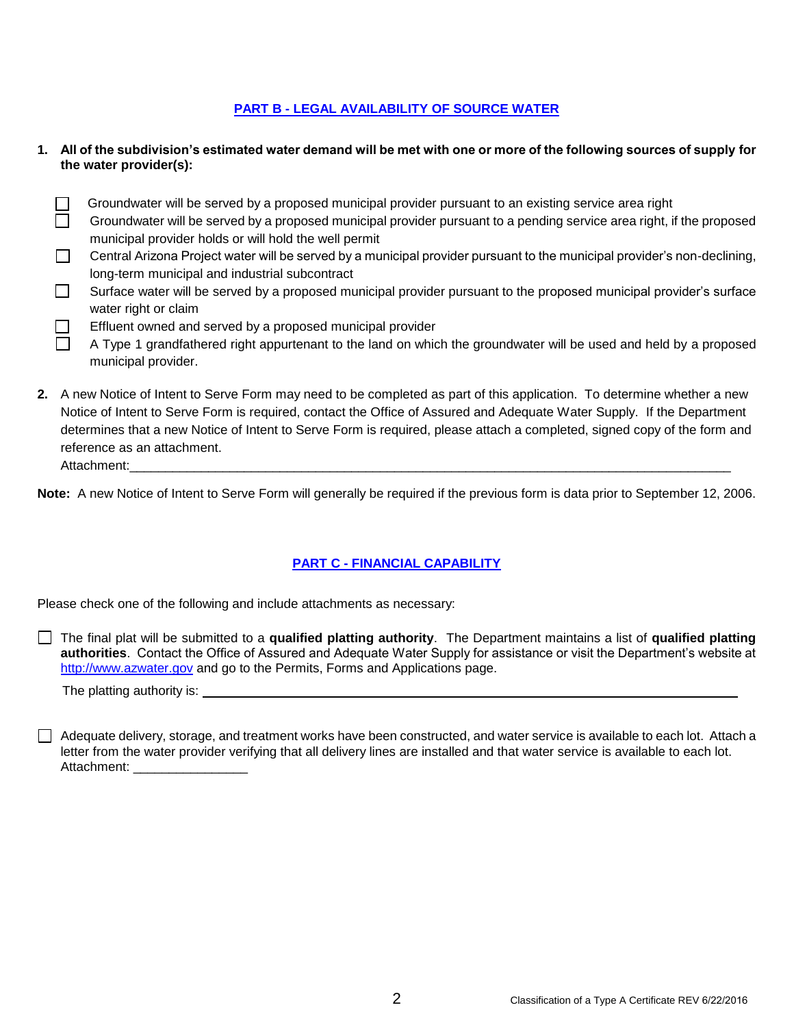## PART B - LEGAL AVAILABILITY OF SOURCE WATER

**1. All of the subdivision's estimated water demand will be met with one or more of the following sources of supply for the water provider(s):**

- ☐ Groundwater will be served by a proposed municipal provider pursuant to an existing service area right
- ☐ Groundwater will be served by a proposed municipal provider pursuant to a pending service area right, if the proposed municipal provider holds or will hold the well permit
- ☐ Central Arizona Project water will be served by a municipal provider pursuant to the municipal provider's non-declining, long-term municipal and industrial subcontract
- ☐ Surface water will be served by a proposed municipal provider pursuant to the proposed municipal provider's surface water right or claim
- ☐ Effluent owned and served by a proposed municipal provider
- ☐ A Type 1 grandfathered right appurtenant to the land on which the groundwater will be used and held by a proposed municipal provider.

**2.** A new Notice of Intent to Serve Form may need to be completed as part of this application. To determine whether a new Notice of Intent to Serve Form is required, contact the Office of Assured and Adequate Water Supply. If the Department determines that a new Notice of Intent to Serve Form is required, please attach a completed, signed copy of the form and reference as an attachment.
Attachment:\_\_\_\_\_\_\_\_\_\_\_\_\_\_\_\_\_\_\_\_\_\_\_\_\_\_\_\_\_\_\_\_\_\_\_\_\_\_\_\_\_\_\_\_\_\_\_\_\_\_\_\_\_\_\_\_\_\_\_\_\_\_\_\_\_\_\_\_\_\_\_\_\_\_\_\_

**Note:** A new Notice of Intent to Serve Form will generally be required if the previous form is data prior to September 12, 2006.

## PART C - FINANCIAL CAPABILITY

Please check one of the following and include attachments as necessary:

☐ The final plat will be submitted to a **qualified platting authority**. The Department maintains a list of **qualified platting authorities**. Contact the Office of Assured and Adequate Water Supply for assistance or visit the Department's website at http://www.azwater.gov and go to the Permits, Forms and Applications page.

The platting authority is: \_\_\_\_\_\_\_\_\_\_\_\_\_\_\_\_\_\_\_\_\_\_\_\_\_\_\_\_\_\_\_\_\_\_\_\_\_\_\_\_\_\_\_\_\_\_\_\_\_\_\_\_\_\_\_\_\_\_\_\_\_\_\_\_\_\_\_\_

☐ Adequate delivery, storage, and treatment works have been constructed, and water service is available to each lot. Attach a letter from the water provider verifying that all delivery lines are installed and that water service is available to each lot.
Attachment: \_\_\_\_\_\_\_\_\_\_\_\_\_\_\_\_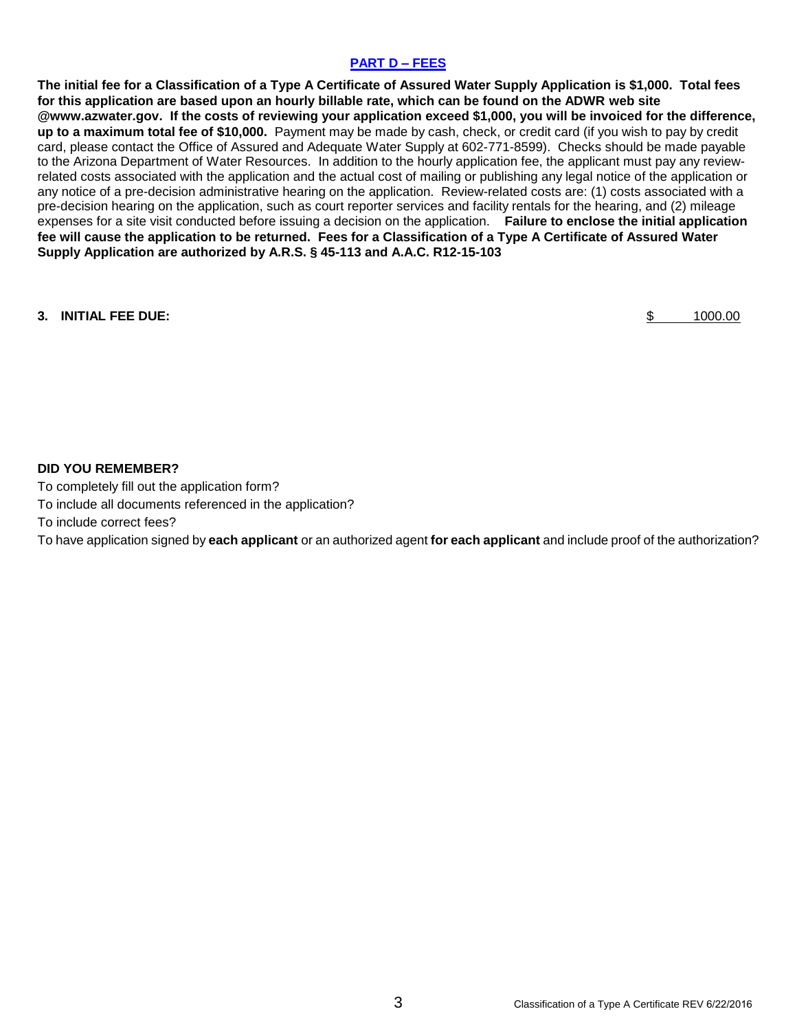## PART D – FEES

**The initial fee for a Classification of a Type A Certificate of Assured Water Supply Application is $1,000. Total fees for this application are based upon an hourly billable rate, which can be found on the ADWR web site @www.azwater.gov. If the costs of reviewing your application exceed $1,000, you will be invoiced for the difference, up to a maximum total fee of $10,000.** Payment may be made by cash, check, or credit card (if you wish to pay by credit card, please contact the Office of Assured and Adequate Water Supply at 602-771-8599). Checks should be made payable to the Arizona Department of Water Resources. In addition to the hourly application fee, the applicant must pay any review-related costs associated with the application and the actual cost of mailing or publishing any legal notice of the application or any notice of a pre-decision administrative hearing on the application. Review-related costs are: (1) costs associated with a pre-decision hearing on the application, such as court reporter services and facility rentals for the hearing, and (2) mileage expenses for a site visit conducted before issuing a decision on the application. **Failure to enclose the initial application fee will cause the application to be returned. Fees for a Classification of a Type A Certificate of Assured Water Supply Application are authorized by A.R.S. § 45-113 and A.A.C. R12-15-103**

**3. INITIAL FEE DUE:** $ 1000.00

**DID YOU REMEMBER?**

To completely fill out the application form?

To include all documents referenced in the application?

To include correct fees?

To have application signed by **each applicant** or an authorized agent **for each applicant** and include proof of the authorization?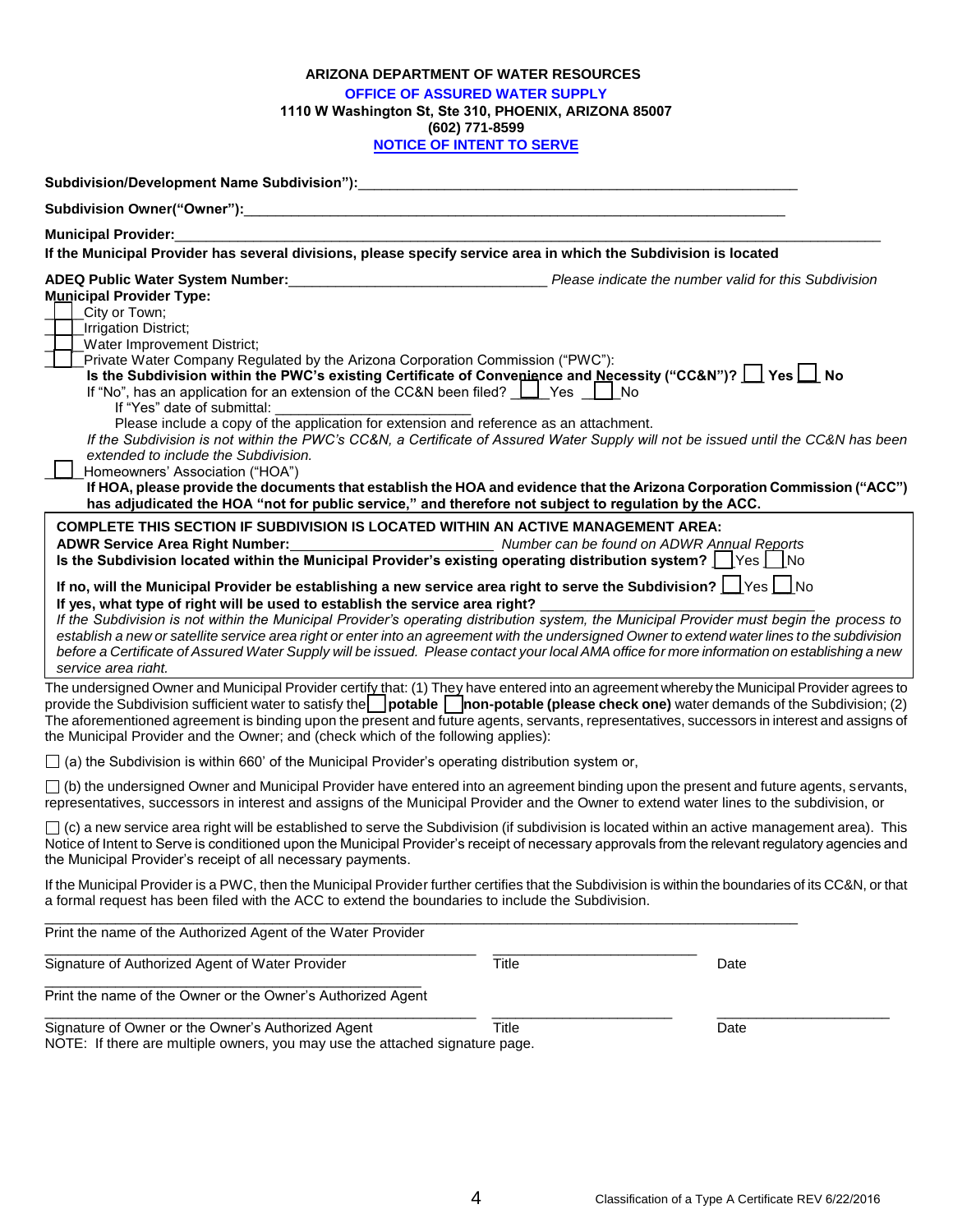**ARIZONA DEPARTMENT OF WATER RESOURCES**

**OFFICE OF ASSURED WATER SUPPLY**

**1110 W Washington St, Ste 310, PHOENIX, ARIZONA 85007**

**(602) 771-8599**

**NOTICE OF INTENT TO SERVE**

**Subdivision/Development Name Subdivision"):**\_\_\_\_\_\_\_\_\_\_\_\_\_\_\_\_\_\_\_\_\_\_\_\_\_\_\_\_\_\_\_\_\_\_\_\_\_\_\_\_\_\_\_\_\_\_\_\_\_\_\_\_\_\_

**Subdivision Owner("Owner"):**\_\_\_\_\_\_\_\_\_\_\_\_\_\_\_\_\_\_\_\_\_\_\_\_\_\_\_\_\_\_\_\_\_\_\_\_\_\_\_\_\_\_\_\_\_\_\_\_\_\_\_\_\_\_\_\_\_\_\_\_\_\_\_\_\_\_

**Municipal Provider:**\_\_\_\_\_\_\_\_\_\_\_\_\_\_\_\_\_\_\_\_\_\_\_\_\_\_\_\_\_\_\_\_\_\_\_\_\_\_\_\_\_\_\_\_\_\_\_\_\_\_\_\_\_\_\_\_\_\_\_\_\_\_\_\_\_\_\_\_\_\_\_\_\_\_\_\_\_\_

**If the Municipal Provider has several divisions, please specify service area in which the Subdivision is located**

**ADEQ Public Water System Number:**\_\_\_\_\_\_\_\_\_\_\_\_\_\_\_\_\_\_\_\_\_\_\_\_\_\_\_\_\_\_\_\_ *Please indicate the number valid for this Subdivision*

**Municipal Provider Type:**

- ☐ City or Town;
- ☐ Irrigation District;
- ☐ Water Improvement District;
- ☐ Private Water Company Regulated by the Arizona Corporation Commission ("PWC"):
  - **Is the Subdivision within the PWC's existing Certificate of Convenience and Necessity ("CC&N")?** ☐ **Yes** ☐ **No**
  - If "No", has an application for an extension of the CC&N been filed? ☐ Yes ☐ No
    - If "Yes" date of submittal: \_\_\_\_\_\_\_\_\_\_\_\_\_\_\_\_\_\_\_\_\_\_\_\_\_
    - Please include a copy of the application for extension and reference as an attachment.
  - *If the Subdivision is not within the PWC's CC&N, a Certificate of Assured Water Supply will not be issued until the CC&N has been extended to include the Subdivision.*
- ☐ Homeowners' Association ("HOA")
  - **If HOA, please provide the documents that establish the HOA and evidence that the Arizona Corporation Commission ("ACC") has adjudicated the HOA "not for public service," and therefore not subject to regulation by the ACC.**

**COMPLETE THIS SECTION IF SUBDIVISION IS LOCATED WITHIN AN ACTIVE MANAGEMENT AREA:**

**ADWR Service Area Right Number:**\_\_\_\_\_\_\_\_\_\_\_\_\_\_\_\_\_\_\_\_\_\_\_\_\_\_ *Number can be found on ADWR Annual Reports*

**Is the Subdivision located within the Municipal Provider's existing operating distribution system?** ☐ Yes ☐ No

**If no, will the Municipal Provider be establishing a new service area right to serve the Subdivision?** ☐ Yes ☐ No

**If yes, what type of right will be used to establish the service area right?** \_\_\_\_\_\_\_\_\_\_\_\_\_\_\_\_\_\_\_\_\_\_\_\_\_\_\_\_\_\_\_\_\_\_

*If the Subdivision is not within the Municipal Provider's operating distribution system, the Municipal Provider must begin the process to establish a new or satellite service area right or enter into an agreement with the undersigned Owner to extend water lines to the subdivision before a Certificate of Assured Water Supply will be issued. Please contact your local AMA office for more information on establishing a new service area right.*

The undersigned Owner and Municipal Provider certify that: (1) They have entered into an agreement whereby the Municipal Provider agrees to provide the Subdivision sufficient water to satisfy the ☐ **potable** ☐ **non-potable (please check one)** water demands of the Subdivision; (2) The aforementioned agreement is binding upon the present and future agents, servants, representatives, successors in interest and assigns of the Municipal Provider and the Owner; and (check which of the following applies):

☐ (a) the Subdivision is within 660' of the Municipal Provider's operating distribution system or,

☐ (b) the undersigned Owner and Municipal Provider have entered into an agreement binding upon the present and future agents, servants, representatives, successors in interest and assigns of the Municipal Provider and the Owner to extend water lines to the subdivision, or

☐ (c) a new service area right will be established to serve the Subdivision (if subdivision is located within an active management area). This Notice of Intent to Serve is conditioned upon the Municipal Provider's receipt of necessary approvals from the relevant regulatory agencies and the Municipal Provider's receipt of all necessary payments.

If the Municipal Provider is a PWC, then the Municipal Provider further certifies that the Subdivision is within the boundaries of its CC&N, or that a formal request has been filed with the ACC to extend the boundaries to include the Subdivision.

\_\_\_\_\_\_\_\_\_\_\_\_\_\_\_\_\_\_\_\_\_\_\_\_\_\_\_\_\_\_\_\_\_\_\_\_\_\_\_\_\_\_\_\_\_\_\_\_\_\_\_\_\_\_\_\_\_\_\_\_\_\_\_\_\_\_\_\_\_\_\_\_\_\_\_\_\_\_\_\_\_\_\_\_
Print the name of the Authorized Agent of the Water Provider

\_\_\_\_\_\_\_\_\_\_\_\_\_\_\_\_\_\_\_\_\_\_\_\_\_\_\_\_\_\_\_\_\_\_\_\_\_\_\_\_\_\_\_\_\_\_\_\_\_ \_\_\_\_\_\_\_\_\_\_\_\_\_\_\_\_\_\_\_\_\_\_\_\_\_
Signature of Authorized Agent of Water Provider &nbsp;&nbsp;&nbsp; Title &nbsp;&nbsp;&nbsp; Date

\_\_\_\_\_\_\_\_\_\_\_\_\_\_\_\_\_\_\_\_\_\_\_\_\_\_\_\_\_\_\_\_\_\_\_\_\_\_\_\_\_\_\_\_\_\_\_\_\_
Print the name of the Owner or the Owner's Authorized Agent

\_\_\_\_\_\_\_\_\_\_\_\_\_\_\_\_\_\_\_\_\_\_\_\_\_\_\_\_\_\_\_\_\_\_\_\_\_\_\_\_\_\_\_\_\_\_\_\_\_ \_\_\_\_\_\_\_\_\_\_\_\_\_\_\_\_\_\_\_\_\_\_\_ \_\_\_\_\_\_\_\_\_\_\_\_\_\_\_\_\_\_\_\_\_\_
Signature of Owner or the Owner's Authorized Agent &nbsp;&nbsp;&nbsp; Title &nbsp;&nbsp;&nbsp; Date

NOTE: If there are multiple owners, you may use the attached signature page.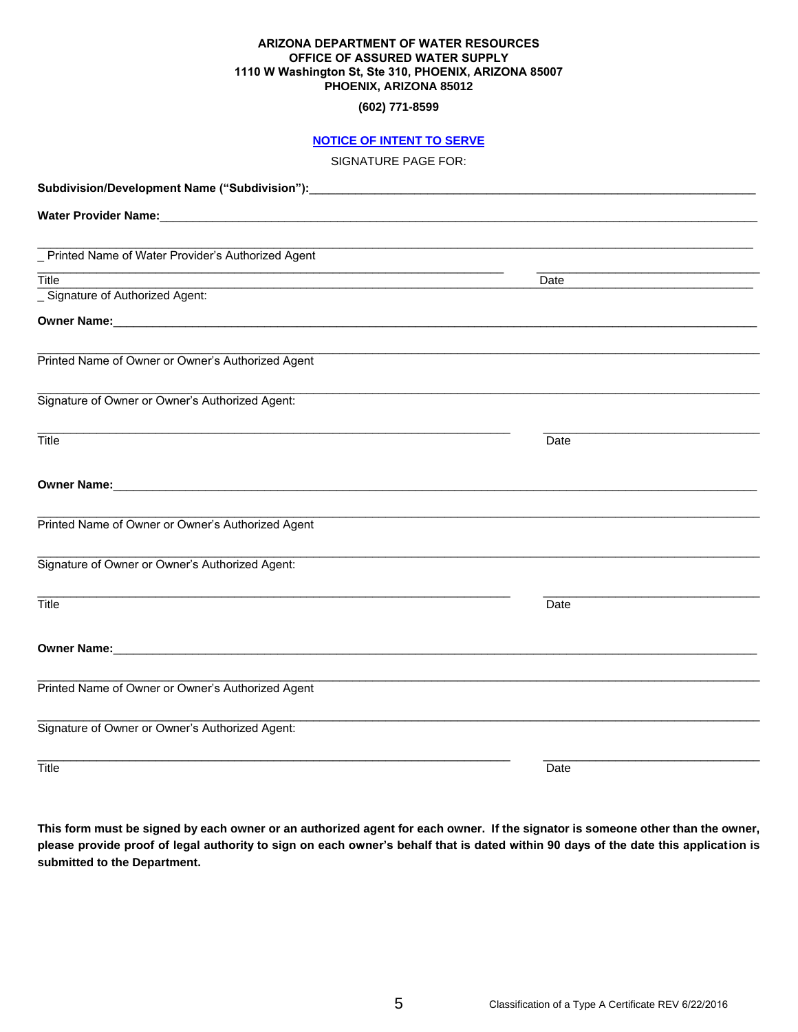**ARIZONA DEPARTMENT OF WATER RESOURCES**
**OFFICE OF ASSURED WATER SUPPLY**
**1110 W Washington St, Ste 310, PHOENIX, ARIZONA 85007**
**PHOENIX, ARIZONA 85012**

**(602) 771-8599**

**NOTICE OF INTENT TO SERVE**

SIGNATURE PAGE FOR:

**Subdivision/Development Name ("Subdivision"):**_______________________________________________

**Water Provider Name:**_______________________________________________

_______________________________________________
_ Printed Name of Water Provider's Authorized Agent

_______________________________________________ _______________________
Title Date

_ Signature of Authorized Agent:

**Owner Name:**_______________________________________________

_______________________________________________
Printed Name of Owner or Owner's Authorized Agent

_______________________________________________
Signature of Owner or Owner's Authorized Agent:

_______________________________________________ _______________________
Title Date

**Owner Name:**_______________________________________________

_______________________________________________
Printed Name of Owner or Owner's Authorized Agent

_______________________________________________
Signature of Owner or Owner's Authorized Agent:

_______________________________________________ _______________________
Title Date

**Owner Name:**_______________________________________________

_______________________________________________
Printed Name of Owner or Owner's Authorized Agent

_______________________________________________
Signature of Owner or Owner's Authorized Agent:

_______________________________________________ _______________________
Title Date

**This form must be signed by each owner or an authorized agent for each owner. If the signator is someone other than the owner, please provide proof of legal authority to sign on each owner's behalf that is dated within 90 days of the date this application is submitted to the Department.**

Classification of a Type A Certificate REV 6/22/2016